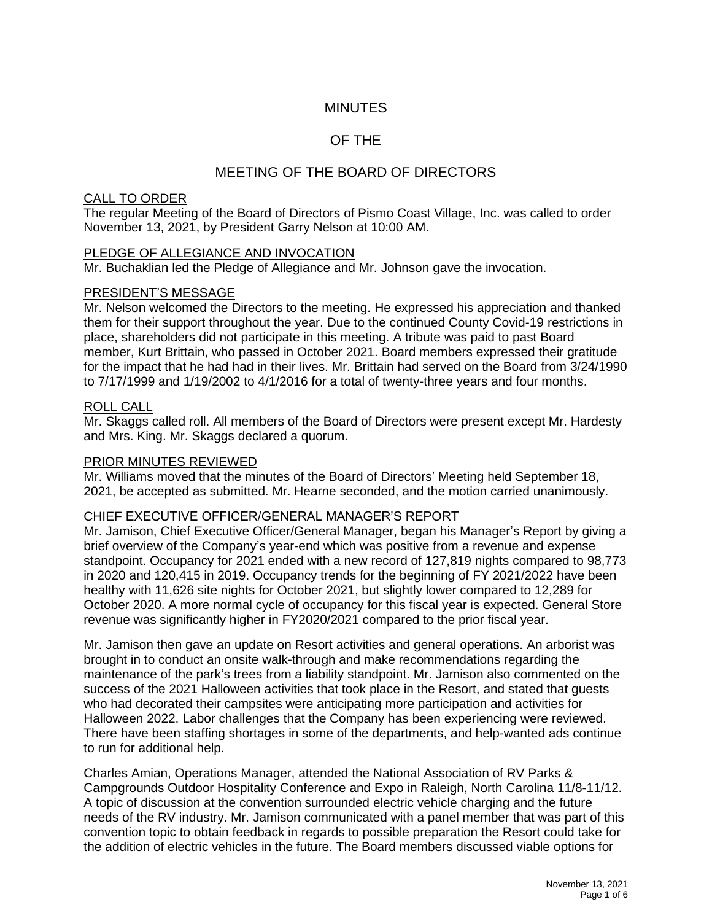# MINUTES

# OF THE

# MEETING OF THE BOARD OF DIRECTORS

## CALL TO ORDER

The regular Meeting of the Board of Directors of Pismo Coast Village, Inc. was called to order November 13, 2021, by President Garry Nelson at 10:00 AM.

## PLEDGE OF ALLEGIANCE AND INVOCATION

Mr. Buchaklian led the Pledge of Allegiance and Mr. Johnson gave the invocation.

## PRESIDENT'S MESSAGE

Mr. Nelson welcomed the Directors to the meeting. He expressed his appreciation and thanked them for their support throughout the year. Due to the continued County Covid-19 restrictions in place, shareholders did not participate in this meeting. A tribute was paid to past Board member, Kurt Brittain, who passed in October 2021. Board members expressed their gratitude for the impact that he had had in their lives. Mr. Brittain had served on the Board from 3/24/1990 to 7/17/1999 and 1/19/2002 to 4/1/2016 for a total of twenty-three years and four months.

## ROLL CALL

Mr. Skaggs called roll. All members of the Board of Directors were present except Mr. Hardesty and Mrs. King. Mr. Skaggs declared a quorum.

## PRIOR MINUTES REVIEWED

Mr. Williams moved that the minutes of the Board of Directors' Meeting held September 18, 2021, be accepted as submitted. Mr. Hearne seconded, and the motion carried unanimously.

## CHIEF EXECUTIVE OFFICER/GENERAL MANAGER'S REPORT

Mr. Jamison, Chief Executive Officer/General Manager, began his Manager's Report by giving a brief overview of the Company's year-end which was positive from a revenue and expense standpoint. Occupancy for 2021 ended with a new record of 127,819 nights compared to 98,773 in 2020 and 120,415 in 2019. Occupancy trends for the beginning of FY 2021/2022 have been healthy with 11,626 site nights for October 2021, but slightly lower compared to 12,289 for October 2020. A more normal cycle of occupancy for this fiscal year is expected. General Store revenue was significantly higher in FY2020/2021 compared to the prior fiscal year.

Mr. Jamison then gave an update on Resort activities and general operations. An arborist was brought in to conduct an onsite walk-through and make recommendations regarding the maintenance of the park's trees from a liability standpoint. Mr. Jamison also commented on the success of the 2021 Halloween activities that took place in the Resort, and stated that guests who had decorated their campsites were anticipating more participation and activities for Halloween 2022. Labor challenges that the Company has been experiencing were reviewed. There have been staffing shortages in some of the departments, and help-wanted ads continue to run for additional help.

Charles Amian, Operations Manager, attended the National Association of RV Parks & Campgrounds Outdoor Hospitality Conference and Expo in Raleigh, North Carolina 11/8-11/12. A topic of discussion at the convention surrounded electric vehicle charging and the future needs of the RV industry. Mr. Jamison communicated with a panel member that was part of this convention topic to obtain feedback in regards to possible preparation the Resort could take for the addition of electric vehicles in the future. The Board members discussed viable options for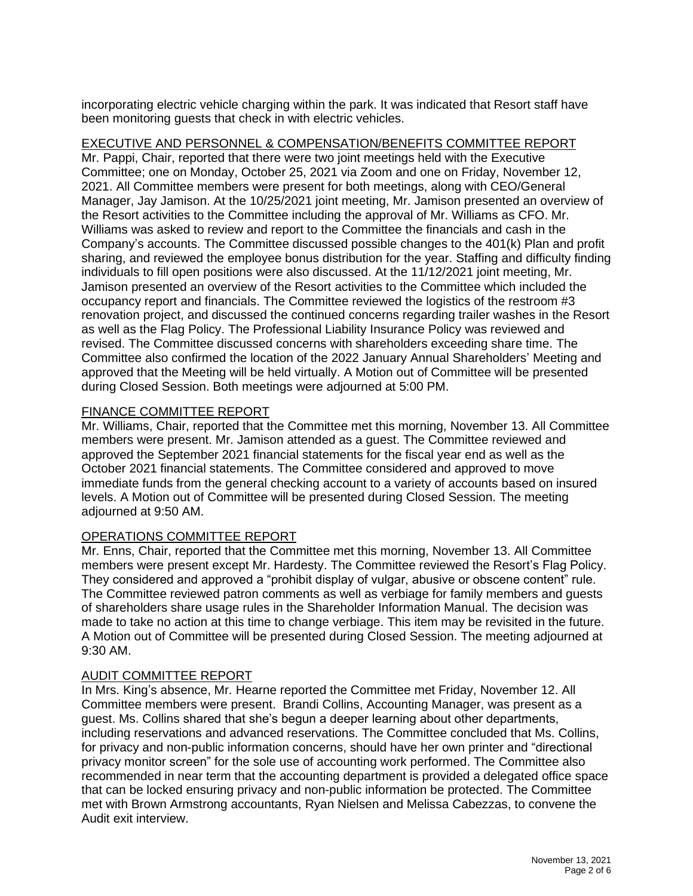incorporating electric vehicle charging within the park. It was indicated that Resort staff have been monitoring guests that check in with electric vehicles.

## EXECUTIVE AND PERSONNEL & COMPENSATION/BENEFITS COMMITTEE REPORT

Mr. Pappi, Chair, reported that there were two joint meetings held with the Executive Committee; one on Monday, October 25, 2021 via Zoom and one on Friday, November 12, 2021. All Committee members were present for both meetings, along with CEO/General Manager, Jay Jamison. At the 10/25/2021 joint meeting, Mr. Jamison presented an overview of the Resort activities to the Committee including the approval of Mr. Williams as CFO. Mr. Williams was asked to review and report to the Committee the financials and cash in the Company's accounts. The Committee discussed possible changes to the 401(k) Plan and profit sharing, and reviewed the employee bonus distribution for the year. Staffing and difficulty finding individuals to fill open positions were also discussed. At the 11/12/2021 joint meeting, Mr. Jamison presented an overview of the Resort activities to the Committee which included the occupancy report and financials. The Committee reviewed the logistics of the restroom #3 renovation project, and discussed the continued concerns regarding trailer washes in the Resort as well as the Flag Policy. The Professional Liability Insurance Policy was reviewed and revised. The Committee discussed concerns with shareholders exceeding share time. The Committee also confirmed the location of the 2022 January Annual Shareholders' Meeting and approved that the Meeting will be held virtually. A Motion out of Committee will be presented during Closed Session. Both meetings were adjourned at 5:00 PM.

## FINANCE COMMITTEE REPORT

Mr. Williams, Chair, reported that the Committee met this morning, November 13. All Committee members were present. Mr. Jamison attended as a guest. The Committee reviewed and approved the September 2021 financial statements for the fiscal year end as well as the October 2021 financial statements. The Committee considered and approved to move immediate funds from the general checking account to a variety of accounts based on insured levels. A Motion out of Committee will be presented during Closed Session. The meeting adjourned at 9:50 AM.

## OPERATIONS COMMITTEE REPORT

Mr. Enns, Chair, reported that the Committee met this morning, November 13. All Committee members were present except Mr. Hardesty. The Committee reviewed the Resort's Flag Policy. They considered and approved a "prohibit display of vulgar, abusive or obscene content" rule. The Committee reviewed patron comments as well as verbiage for family members and guests of shareholders share usage rules in the Shareholder Information Manual. The decision was made to take no action at this time to change verbiage. This item may be revisited in the future. A Motion out of Committee will be presented during Closed Session. The meeting adjourned at 9:30 AM.

## AUDIT COMMITTEE REPORT

In Mrs. King's absence, Mr. Hearne reported the Committee met Friday, November 12. All Committee members were present. Brandi Collins, Accounting Manager, was present as a guest. Ms. Collins shared that she's begun a deeper learning about other departments, including reservations and advanced reservations. The Committee concluded that Ms. Collins, for privacy and non-public information concerns, should have her own printer and "directional privacy monitor screen" for the sole use of accounting work performed. The Committee also recommended in near term that the accounting department is provided a delegated office space that can be locked ensuring privacy and non-public information be protected. The Committee met with Brown Armstrong accountants, Ryan Nielsen and Melissa Cabezzas, to convene the Audit exit interview.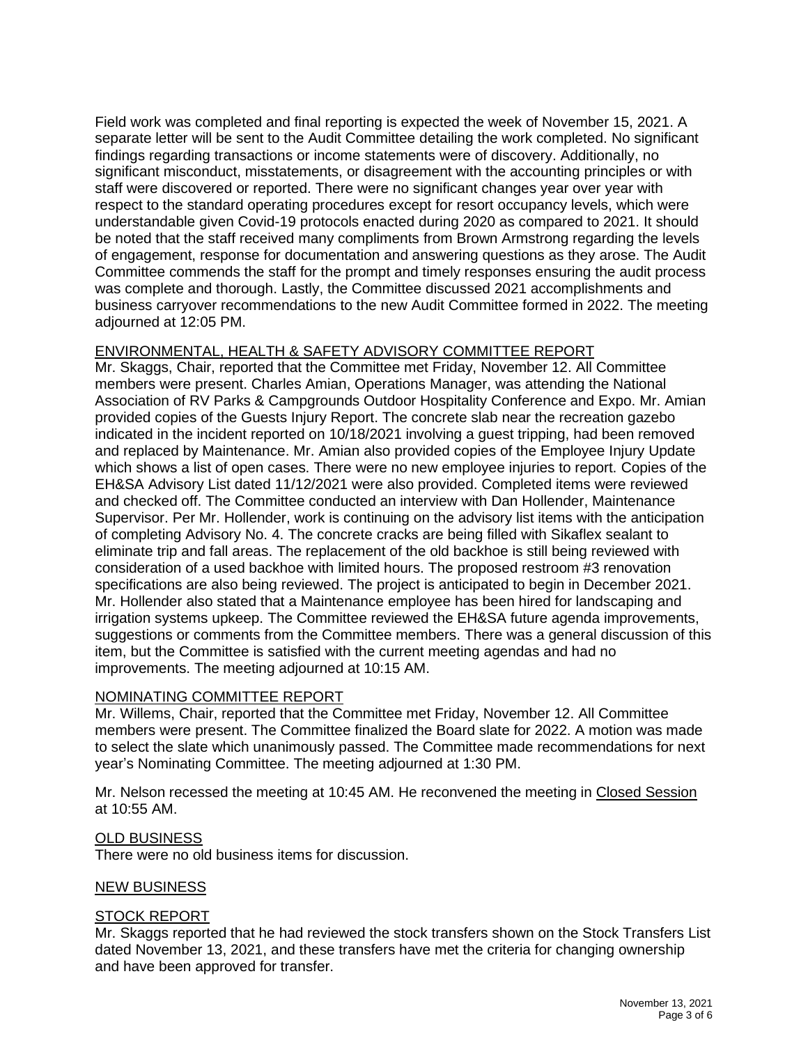Field work was completed and final reporting is expected the week of November 15, 2021. A separate letter will be sent to the Audit Committee detailing the work completed. No significant findings regarding transactions or income statements were of discovery. Additionally, no significant misconduct, misstatements, or disagreement with the accounting principles or with staff were discovered or reported. There were no significant changes year over year with respect to the standard operating procedures except for resort occupancy levels, which were understandable given Covid-19 protocols enacted during 2020 as compared to 2021. It should be noted that the staff received many compliments from Brown Armstrong regarding the levels of engagement, response for documentation and answering questions as they arose. The Audit Committee commends the staff for the prompt and timely responses ensuring the audit process was complete and thorough. Lastly, the Committee discussed 2021 accomplishments and business carryover recommendations to the new Audit Committee formed in 2022. The meeting adjourned at 12:05 PM.

ENVIRONMENTAL, HEALTH & SAFETY ADVISORY COMMITTEE REPORT

Mr. Skaggs, Chair, reported that the Committee met Friday, November 12. All Committee members were present. Charles Amian, Operations Manager, was attending the National Association of RV Parks & Campgrounds Outdoor Hospitality Conference and Expo. Mr. Amian provided copies of the Guests Injury Report. The concrete slab near the recreation gazebo indicated in the incident reported on 10/18/2021 involving a guest tripping, had been removed and replaced by Maintenance. Mr. Amian also provided copies of the Employee Injury Update which shows a list of open cases. There were no new employee injuries to report. Copies of the EH&SA Advisory List dated 11/12/2021 were also provided. Completed items were reviewed and checked off. The Committee conducted an interview with Dan Hollender, Maintenance Supervisor. Per Mr. Hollender, work is continuing on the advisory list items with the anticipation of completing Advisory No. 4. The concrete cracks are being filled with Sikaflex sealant to eliminate trip and fall areas. The replacement of the old backhoe is still being reviewed with consideration of a used backhoe with limited hours. The proposed restroom #3 renovation specifications are also being reviewed. The project is anticipated to begin in December 2021. Mr. Hollender also stated that a Maintenance employee has been hired for landscaping and irrigation systems upkeep. The Committee reviewed the EH&SA future agenda improvements, suggestions or comments from the Committee members. There was a general discussion of this item, but the Committee is satisfied with the current meeting agendas and had no improvements. The meeting adjourned at 10:15 AM.

NOMINATING COMMITTEE REPORT

Mr. Willems, Chair, reported that the Committee met Friday, November 12. All Committee members were present. The Committee finalized the Board slate for 2022. A motion was made to select the slate which unanimously passed. The Committee made recommendations for next year's Nominating Committee. The meeting adjourned at 1:30 PM.

Mr. Nelson recessed the meeting at 10:45 AM. He reconvened the meeting in Closed Session at 10:55 AM.

OLD BUSINESS

There were no old business items for discussion.

NEW BUSINESS

STOCK REPORT

Mr. Skaggs reported that he had reviewed the stock transfers shown on the Stock Transfers List dated November 13, 2021, and these transfers have met the criteria for changing ownership and have been approved for transfer.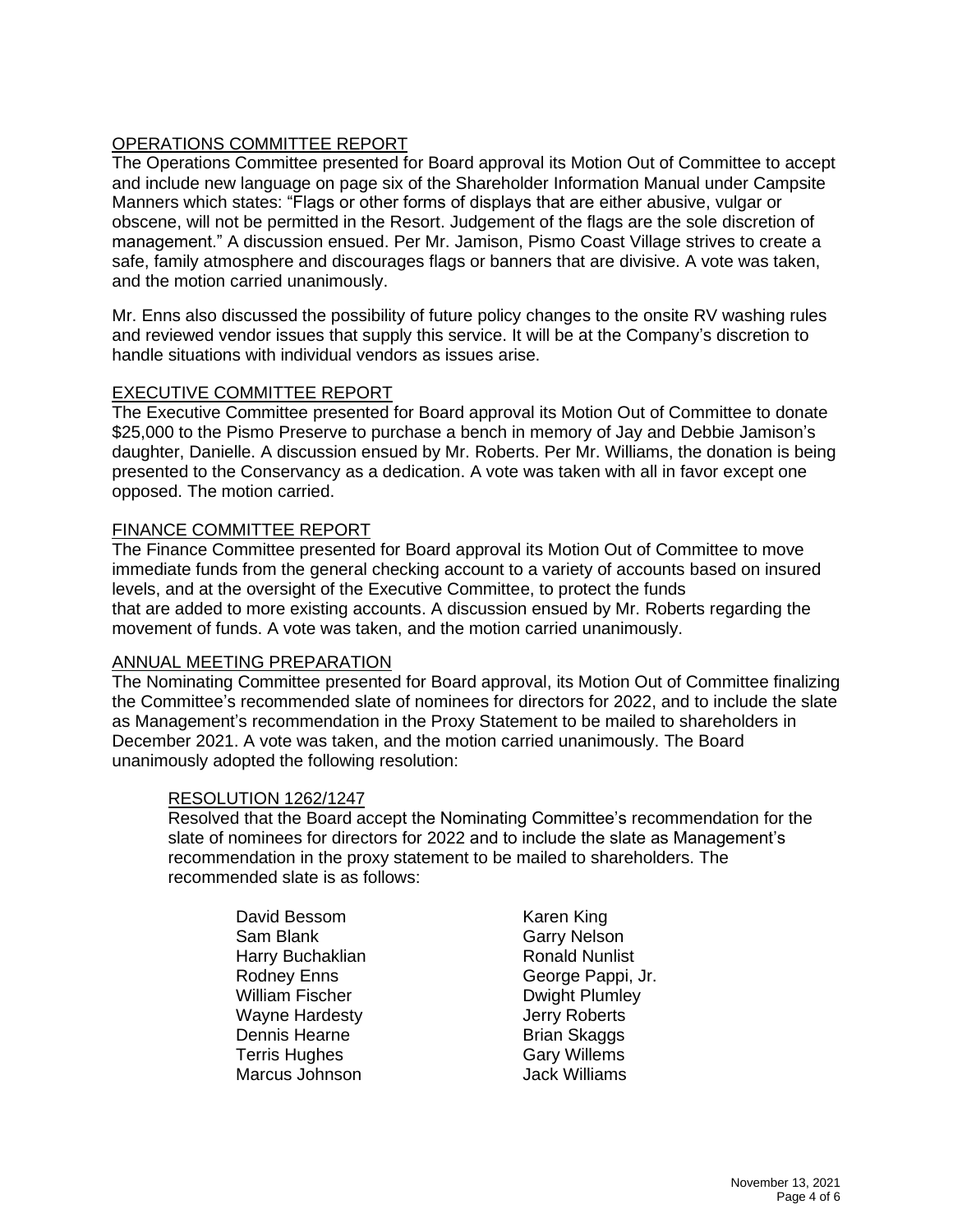## OPERATIONS COMMITTEE REPORT

The Operations Committee presented for Board approval its Motion Out of Committee to accept and include new language on page six of the Shareholder Information Manual under Campsite Manners which states: "Flags or other forms of displays that are either abusive, vulgar or obscene, will not be permitted in the Resort. Judgement of the flags are the sole discretion of management." A discussion ensued. Per Mr. Jamison, Pismo Coast Village strives to create a safe, family atmosphere and discourages flags or banners that are divisive. A vote was taken, and the motion carried unanimously.

Mr. Enns also discussed the possibility of future policy changes to the onsite RV washing rules and reviewed vendor issues that supply this service. It will be at the Company's discretion to handle situations with individual vendors as issues arise.

## EXECUTIVE COMMITTEE REPORT

The Executive Committee presented for Board approval its Motion Out of Committee to donate $25,000 to the Pismo Preserve to purchase a bench in memory of Jay and Debbie Jamison's daughter, Danielle. A discussion ensued by Mr. Roberts. Per Mr. Williams, the donation is being presented to the Conservancy as a dedication. A vote was taken with all in favor except one opposed. The motion carried.

## FINANCE COMMITTEE REPORT

The Finance Committee presented for Board approval its Motion Out of Committee to move immediate funds from the general checking account to a variety of accounts based on insured levels, and at the oversight of the Executive Committee, to protect the funds that are added to more existing accounts. A discussion ensued by Mr. Roberts regarding the movement of funds. A vote was taken, and the motion carried unanimously.

## ANNUAL MEETING PREPARATION

The Nominating Committee presented for Board approval, its Motion Out of Committee finalizing the Committee's recommended slate of nominees for directors for 2022, and to include the slate as Management's recommendation in the Proxy Statement to be mailed to shareholders in December 2021. A vote was taken, and the motion carried unanimously. The Board unanimously adopted the following resolution:

### RESOLUTION 1262/1247

Resolved that the Board accept the Nominating Committee's recommendation for the slate of nominees for directors for 2022 and to include the slate as Management's recommendation in the proxy statement to be mailed to shareholders. The recommended slate is as follows:

David Bessom
Sam Blank
Harry Buchaklian
Rodney Enns
William Fischer
Wayne Hardesty
Dennis Hearne
Terris Hughes
Marcus Johnson
Karen King
Garry Nelson
Ronald Nunlist
George Pappi, Jr.
Dwight Plumley
Jerry Roberts
Brian Skaggs
Gary Willems
Jack Williams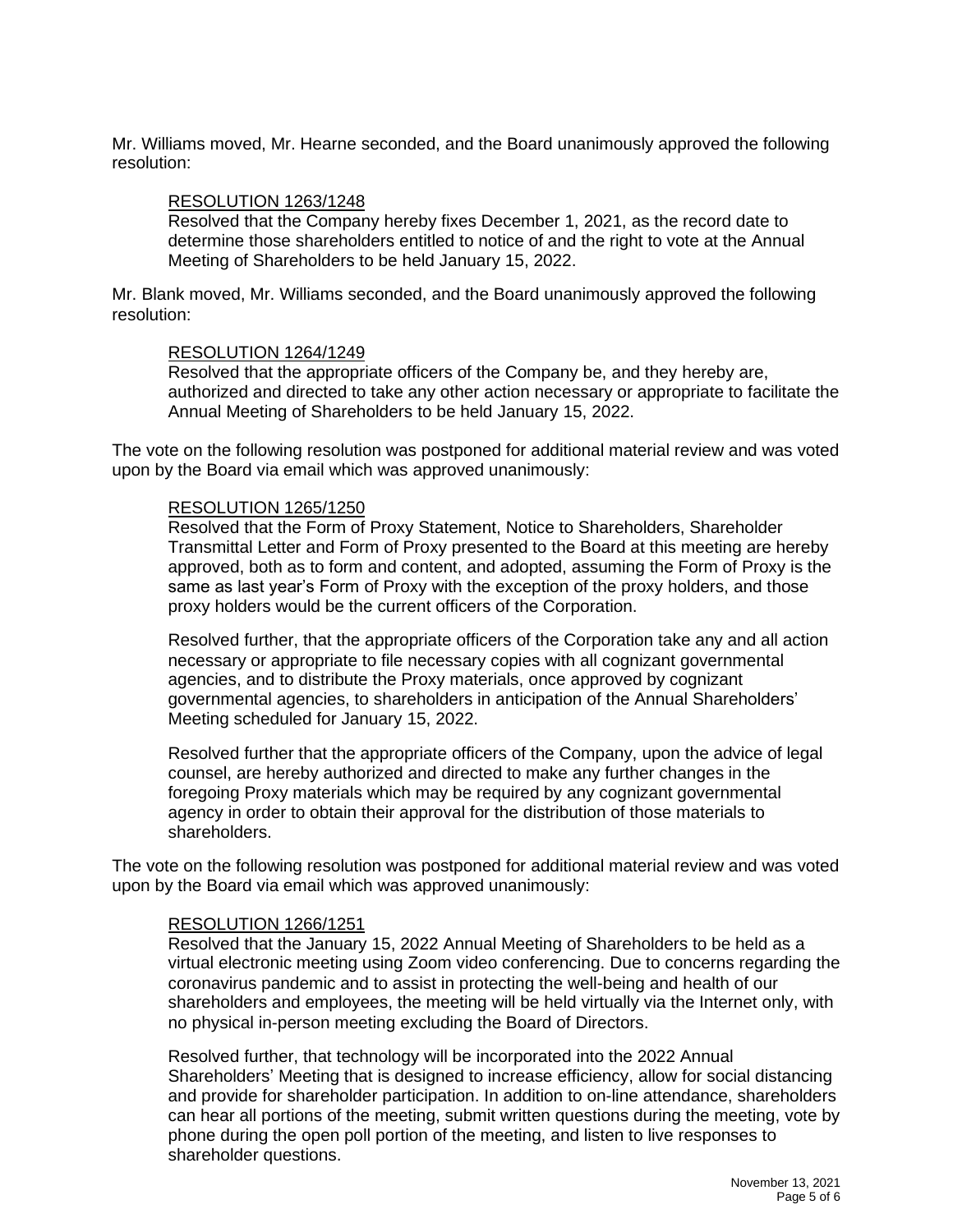Mr. Williams moved, Mr. Hearne seconded, and the Board unanimously approved the following resolution:

> <u>RESOLUTION 1263/1248</u>
> Resolved that the Company hereby fixes December 1, 2021, as the record date to determine those shareholders entitled to notice of and the right to vote at the Annual Meeting of Shareholders to be held January 15, 2022.

Mr. Blank moved, Mr. Williams seconded, and the Board unanimously approved the following resolution:

> <u>RESOLUTION 1264/1249</u>
> Resolved that the appropriate officers of the Company be, and they hereby are, authorized and directed to take any other action necessary or appropriate to facilitate the Annual Meeting of Shareholders to be held January 15, 2022.

The vote on the following resolution was postponed for additional material review and was voted upon by the Board via email which was approved unanimously:

> <u>RESOLUTION 1265/1250</u>
> Resolved that the Form of Proxy Statement, Notice to Shareholders, Shareholder Transmittal Letter and Form of Proxy presented to the Board at this meeting are hereby approved, both as to form and content, and adopted, assuming the Form of Proxy is the same as last year's Form of Proxy with the exception of the proxy holders, and those proxy holders would be the current officers of the Corporation.
>
> Resolved further, that the appropriate officers of the Corporation take any and all action necessary or appropriate to file necessary copies with all cognizant governmental agencies, and to distribute the Proxy materials, once approved by cognizant governmental agencies, to shareholders in anticipation of the Annual Shareholders' Meeting scheduled for January 15, 2022.
>
> Resolved further that the appropriate officers of the Company, upon the advice of legal counsel, are hereby authorized and directed to make any further changes in the foregoing Proxy materials which may be required by any cognizant governmental agency in order to obtain their approval for the distribution of those materials to shareholders.

The vote on the following resolution was postponed for additional material review and was voted upon by the Board via email which was approved unanimously:

> <u>RESOLUTION 1266/1251</u>
> Resolved that the January 15, 2022 Annual Meeting of Shareholders to be held as a virtual electronic meeting using Zoom video conferencing. Due to concerns regarding the coronavirus pandemic and to assist in protecting the well-being and health of our shareholders and employees, the meeting will be held virtually via the Internet only, with no physical in-person meeting excluding the Board of Directors.
>
> Resolved further, that technology will be incorporated into the 2022 Annual Shareholders' Meeting that is designed to increase efficiency, allow for social distancing and provide for shareholder participation. In addition to on-line attendance, shareholders can hear all portions of the meeting, submit written questions during the meeting, vote by phone during the open poll portion of the meeting, and listen to live responses to shareholder questions.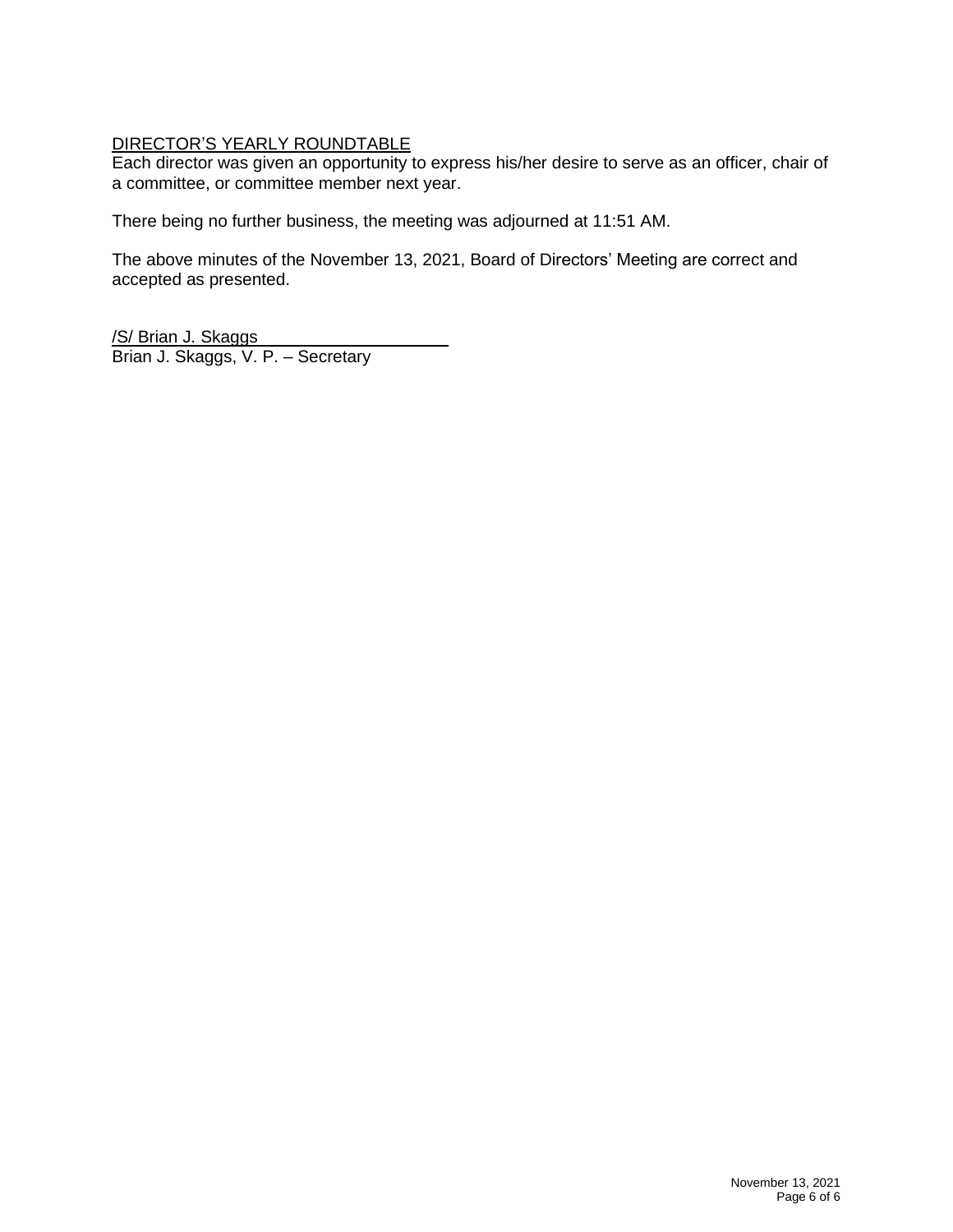DIRECTOR'S YEARLY ROUNDTABLE

Each director was given an opportunity to express his/her desire to serve as an officer, chair of a committee, or committee member next year.

There being no further business, the meeting was adjourned at 11:51 AM.

The above minutes of the November 13, 2021, Board of Directors' Meeting are correct and accepted as presented.

/S/ Brian J. Skaggs

Brian J. Skaggs, V. P. – Secretary